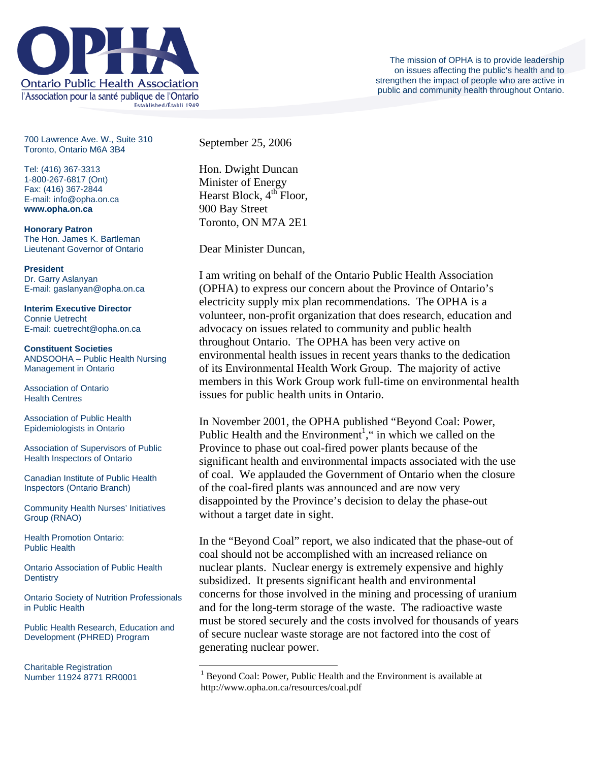**Ontario Public Health Association**
l'Association pour la santé publique de l'Ontario
Established/Établi 1949

The mission of OPHA is to provide leadership on issues affecting the public's health and to strengthen the impact of people who are active in public and community health throughout Ontario.

700 Lawrence Ave. W., Suite 310
Toronto, Ontario M6A 3B4

Tel: (416) 367-3313
1-800-267-6817 (Ont)
Fax: (416) 367-2844
E-mail: info@opha.on.ca
**www.opha.on.ca**

**Honorary Patron**
The Hon. James K. Bartleman
Lieutenant Governor of Ontario

**President**
Dr. Garry Aslanyan
E-mail: gaslanyan@opha.on.ca

**Interim Executive Director**
Connie Uetrecht
E-mail: cuetrecht@opha.on.ca

**Constituent Societies**
ANDSOOHA – Public Health Nursing Management in Ontario

Association of Ontario Health Centres

Association of Public Health Epidemiologists in Ontario

Association of Supervisors of Public Health Inspectors of Ontario

Canadian Institute of Public Health Inspectors (Ontario Branch)

Community Health Nurses' Initiatives Group (RNAO)

Health Promotion Ontario: Public Health

Ontario Association of Public Health Dentistry

Ontario Society of Nutrition Professionals in Public Health

Public Health Research, Education and Development (PHRED) Program

Charitable Registration Number 11924 8771 RR0001

---

September 25, 2006

Hon. Dwight Duncan
Minister of Energy
Hearst Block, 4th Floor,
900 Bay Street
Toronto, ON M7A 2E1

Dear Minister Duncan,

I am writing on behalf of the Ontario Public Health Association (OPHA) to express our concern about the Province of Ontario's electricity supply mix plan recommendations. The OPHA is a volunteer, non-profit organization that does research, education and advocacy on issues related to community and public health throughout Ontario. The OPHA has been very active on environmental health issues in recent years thanks to the dedication of its Environmental Health Work Group. The majority of active members in this Work Group work full-time on environmental health issues for public health units in Ontario.

In November 2001, the OPHA published "Beyond Coal: Power, Public Health and the Environment[1]," in which we called on the Province to phase out coal-fired power plants because of the significant health and environmental impacts associated with the use of coal. We applauded the Government of Ontario when the closure of the coal-fired plants was announced and are now very disappointed by the Province's decision to delay the phase-out without a target date in sight.

In the "Beyond Coal" report, we also indicated that the phase-out of coal should not be accomplished with an increased reliance on nuclear plants. Nuclear energy is extremely expensive and highly subsidized. It presents significant health and environmental concerns for those involved in the mining and processing of uranium and for the long-term storage of the waste. The radioactive waste must be stored securely and the costs involved for thousands of years of secure nuclear waste storage are not factored into the cost of generating nuclear power.

[1] Beyond Coal: Power, Public Health and the Environment is available at http://www.opha.on.ca/resources/coal.pdf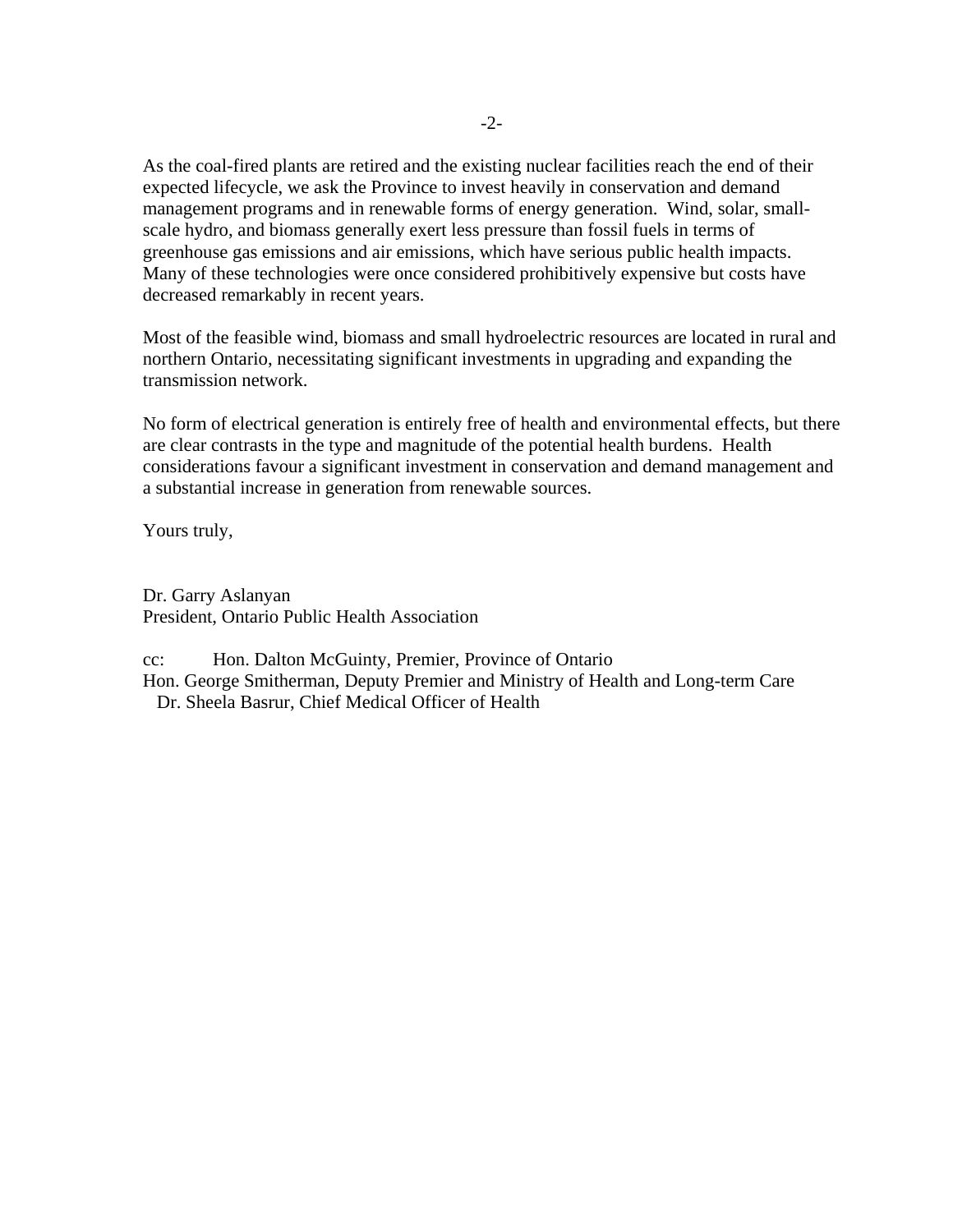As the coal-fired plants are retired and the existing nuclear facilities reach the end of their expected lifecycle, we ask the Province to invest heavily in conservation and demand management programs and in renewable forms of energy generation. Wind, solar, small-scale hydro, and biomass generally exert less pressure than fossil fuels in terms of greenhouse gas emissions and air emissions, which have serious public health impacts. Many of these technologies were once considered prohibitively expensive but costs have decreased remarkably in recent years.

Most of the feasible wind, biomass and small hydroelectric resources are located in rural and northern Ontario, necessitating significant investments in upgrading and expanding the transmission network.

No form of electrical generation is entirely free of health and environmental effects, but there are clear contrasts in the type and magnitude of the potential health burdens. Health considerations favour a significant investment in conservation and demand management and a substantial increase in generation from renewable sources.

Yours truly,

Dr. Garry Aslanyan
President, Ontario Public Health Association

cc: Hon. Dalton McGuinty, Premier, Province of Ontario
Hon. George Smitherman, Deputy Premier and Ministry of Health and Long-term Care
Dr. Sheela Basrur, Chief Medical Officer of Health